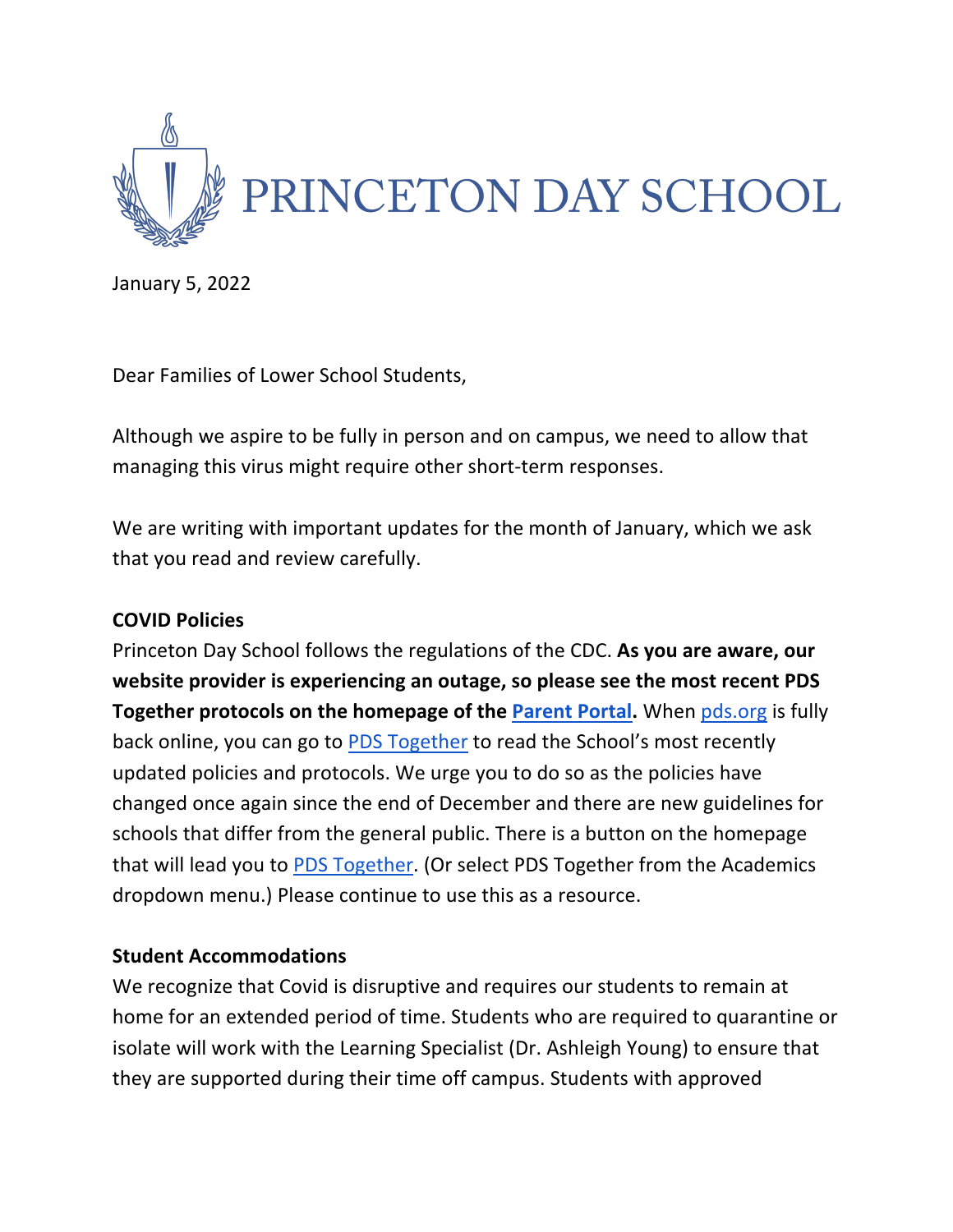PRINCETON DAY SCHOOL

January 5, 2022

Dear Families of Lower School Students,

Although we aspire to be fully in person and on campus, we need to allow that managing this virus might require other short-term responses.

We are writing with important updates for the month of January, which we ask that you read and review carefully.

**COVID Policies**

Princeton Day School follows the regulations of the CDC. **As you are aware, our website provider is experiencing an outage, so please see the most recent PDS Together protocols on the homepage of the Parent Portal.** When pds.org is fully back online, you can go to PDS Together to read the School's most recently updated policies and protocols. We urge you to do so as the policies have changed once again since the end of December and there are new guidelines for schools that differ from the general public. There is a button on the homepage that will lead you to PDS Together. (Or select PDS Together from the Academics dropdown menu.) Please continue to use this as a resource.

**Student Accommodations**

We recognize that Covid is disruptive and requires our students to remain at home for an extended period of time. Students who are required to quarantine or isolate will work with the Learning Specialist (Dr. Ashleigh Young) to ensure that they are supported during their time off campus. Students with approved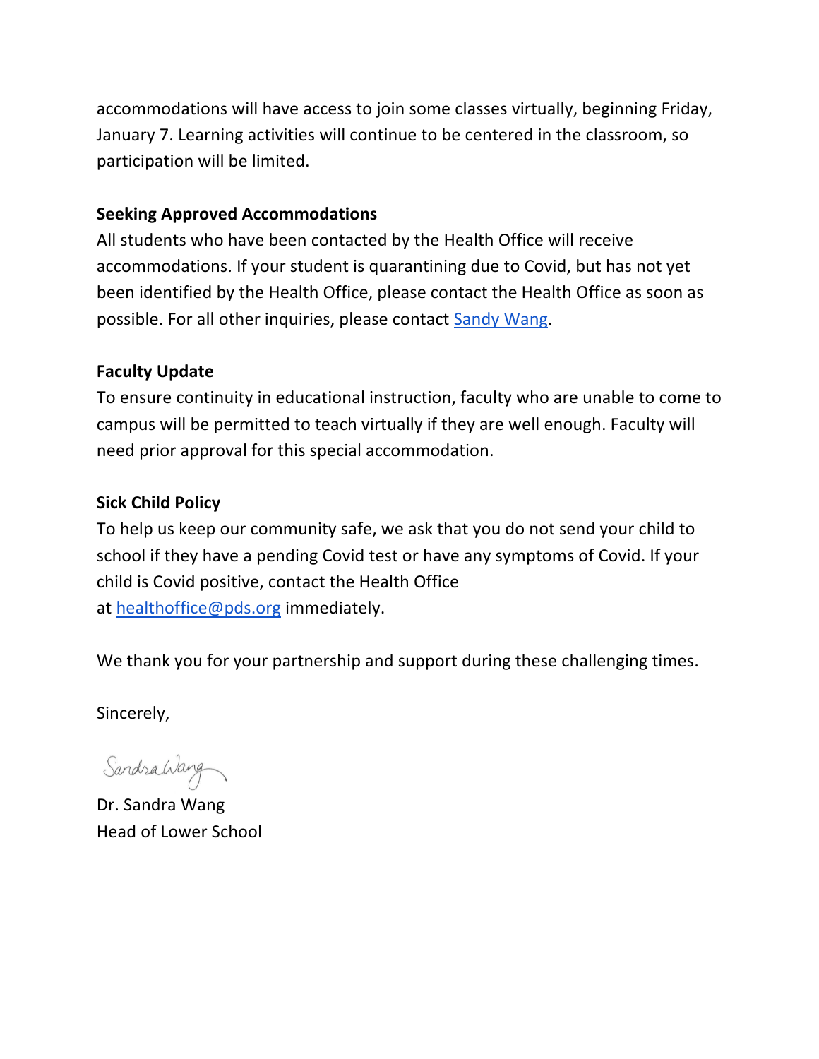accommodations will have access to join some classes virtually, beginning Friday, January 7. Learning activities will continue to be centered in the classroom, so participation will be limited.

**Seeking Approved Accommodations**

All students who have been contacted by the Health Office will receive accommodations. If your student is quarantining due to Covid, but has not yet been identified by the Health Office, please contact the Health Office as soon as possible. For all other inquiries, please contact Sandy Wang.

**Faculty Update**

To ensure continuity in educational instruction, faculty who are unable to come to campus will be permitted to teach virtually if they are well enough. Faculty will need prior approval for this special accommodation.

**Sick Child Policy**

To help us keep our community safe, we ask that you do not send your child to school if they have a pending Covid test or have any symptoms of Covid. If your child is Covid positive, contact the Health Office at healthoffice@pds.org immediately.

We thank you for your partnership and support during these challenging times.

Sincerely,

Sandra Wang

Dr. Sandra Wang
Head of Lower School